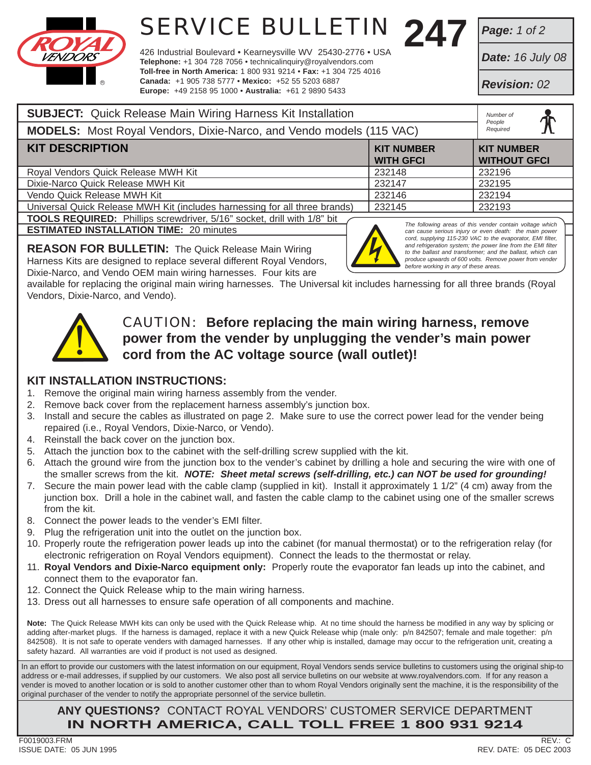# SERVICE BULLETIN 247

426 Industrial Boulevard • Kearneysville WV 25430-2776 • USA
**Telephone:** +1 304 728 7056 • technicalinquiry@royalvendors.com
**Toll-free in North America:** 1 800 931 9214 • **Fax:** +1 304 725 4016
**Canada:** +1 905 738 5777 • **Mexico:** +52 55 5203 6887
**Europe:** +49 2158 95 1000 • **Australia:** +61 2 9890 5433

***Page:*** *1 of 2*
***Date:*** *16 July 08*
***Revision:*** *02*

**SUBJECT:** Quick Release Main Wiring Harness Kit Installation

**MODELS:** Most Royal Vendors, Dixie-Narco, and Vendo models (115 VAC)

*Number of People Required*

| KIT DESCRIPTION | KIT NUMBER WITH GFCI | KIT NUMBER WITHOUT GFCI |
|---|---|---|
| Royal Vendors Quick Release MWH Kit | 232148 | 232196 |
| Dixie-Narco Quick Release MWH Kit | 232147 | 232195 |
| Vendo Quick Release MWH Kit | 232146 | 232194 |
| Universal Quick Release MWH Kit (includes harnessing for all three brands) | 232145 | 232193 |

**TOOLS REQUIRED:** Phillips screwdriver, 5/16" socket, drill with 1/8" bit

**ESTIMATED INSTALLATION TIME:** 20 minutes

*The following areas of this vender contain voltage which can cause serious injury or even death: the main power cord, supplying 115-230 VAC to the evaporator, EMI filter, and refrigeration system; the power line from the EMI filter to the ballast and transformer; and the ballast, which can produce upwards of 600 volts. Remove power from vender before working in any of these areas.*

**REASON FOR BULLETIN:** The Quick Release Main Wiring Harness Kits are designed to replace several different Royal Vendors, Dixie-Narco, and Vendo OEM main wiring harnesses. Four kits are available for replacing the original main wiring harnesses. The Universal kit includes harnessing for all three brands (Royal Vendors, Dixie-Narco, and Vendo).

CAUTION: **Before replacing the main wiring harness, remove power from the vender by unplugging the vender's main power cord from the AC voltage source (wall outlet)!**

## KIT INSTALLATION INSTRUCTIONS:

1. Remove the original main wiring harness assembly from the vender.
2. Remove back cover from the replacement harness assembly's junction box.
3. Install and secure the cables as illustrated on page 2. Make sure to use the correct power lead for the vender being repaired (i.e., Royal Vendors, Dixie-Narco, or Vendo).
4. Reinstall the back cover on the junction box.
5. Attach the junction box to the cabinet with the self-drilling screw supplied with the kit.
6. Attach the ground wire from the junction box to the vender's cabinet by drilling a hole and securing the wire with one of the smaller screws from the kit. ***NOTE: Sheet metal screws (self-drilling, etc.) can NOT be used for grounding!***
7. Secure the main power lead with the cable clamp (supplied in kit). Install it approximately 1 1/2" (4 cm) away from the junction box. Drill a hole in the cabinet wall, and fasten the cable clamp to the cabinet using one of the smaller screws from the kit.
8. Connect the power leads to the vender's EMI filter.
9. Plug the refrigeration unit into the outlet on the junction box.
10. Properly route the refrigeration power leads up into the cabinet (for manual thermostat) or to the refrigeration relay (for electronic refrigeration on Royal Vendors equipment). Connect the leads to the thermostat or relay.
11. **Royal Vendors and Dixie-Narco equipment only:** Properly route the evaporator fan leads up into the cabinet, and connect them to the evaporator fan.
12. Connect the Quick Release whip to the main wiring harness.
13. Dress out all harnesses to ensure safe operation of all components and machine.

**Note:** The Quick Release MWH kits can only be used with the Quick Release whip. At no time should the harness be modified in any way by splicing or adding after-market plugs. If the harness is damaged, replace it with a new Quick Release whip (male only: p/n 842507; female and male together: p/n 842508). It is not safe to operate venders with damaged harnesses. If any other whip is installed, damage may occur to the refrigeration unit, creating a safety hazard. All warranties are void if product is not used as designed.

In an effort to provide our customers with the latest information on our equipment, Royal Vendors sends service bulletins to customers using the original ship-to address or e-mail addresses, if supplied by our customers. We also post all service bulletins on our website at www.royalvendors.com. If for any reason a vender is moved to another location or is sold to another customer other than to whom Royal Vendors originally sent the machine, it is the responsibility of the original purchaser of the vender to notify the appropriate personnel of the service bulletin.

**ANY QUESTIONS?** CONTACT ROYAL VENDORS' CUSTOMER SERVICE DEPARTMENT
**IN NORTH AMERICA, CALL TOLL FREE 1 800 931 9214**

F0019003.FRM
ISSUE DATE: 05 JUN 1995

REV.: C
REV. DATE: 05 DEC 2003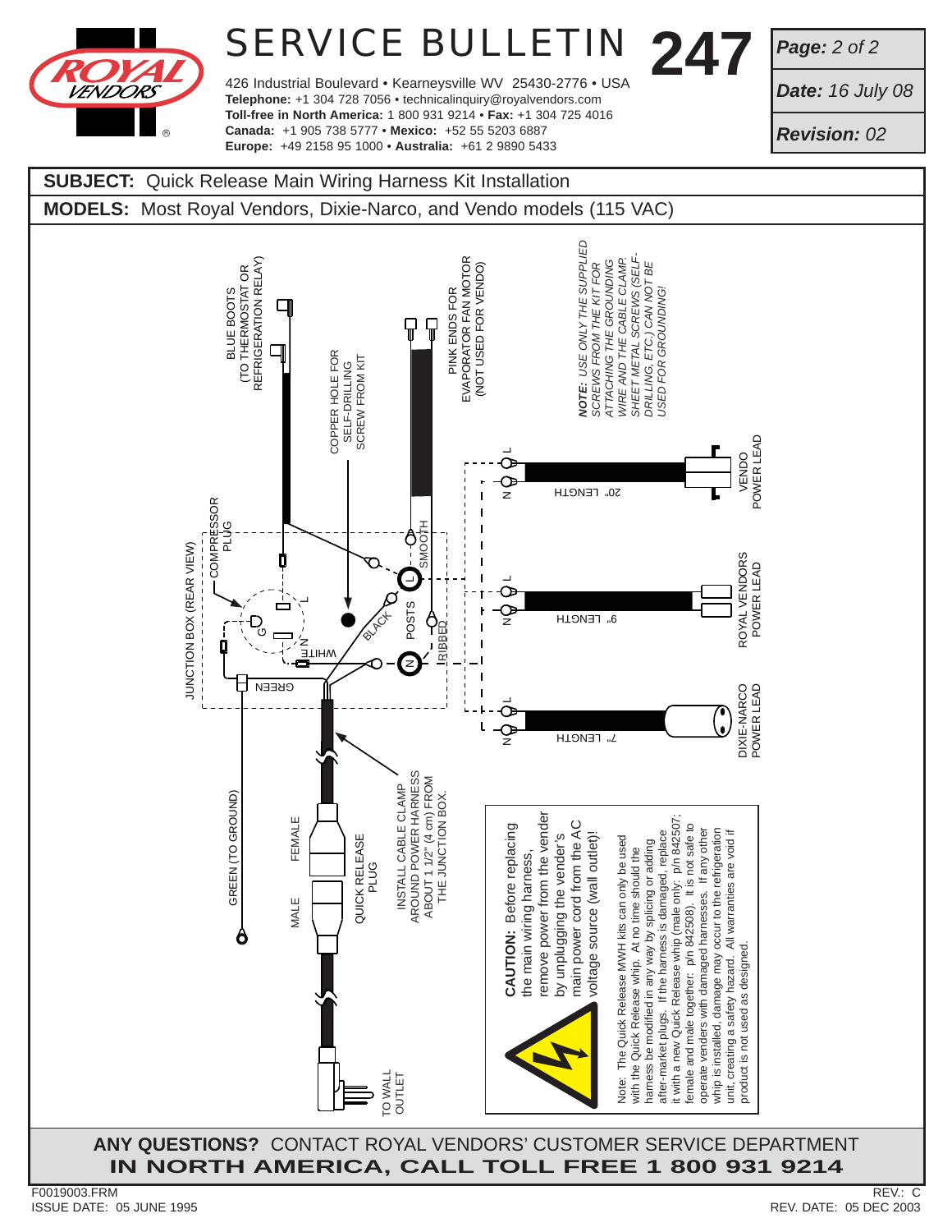# SERVICE BULLETIN 247

426 Industrial Boulevard • Kearneysville WV 25430-2776 • USA
**Telephone:** +1 304 728 7056 • technicalinquiry@royalvendors.com
**Toll-free in North America:** 1 800 931 9214 • **Fax:** +1 304 725 4016
**Canada:** +1 905 738 5777 • **Mexico:** +52 55 5203 6887
**Europe:** +49 2158 95 1000 • **Australia:** +61 2 9890 5433

**Page:** 2 of 2
**Date:** 16 July 08
**Revision:** 02

**SUBJECT:** Quick Release Main Wiring Harness Kit Installation

**MODELS:** Most Royal Vendors, Dixie-Narco, and Vendo models (115 VAC)

BLUE BOOTS (TO THERMOSTAT OR REFRIGERATION RELAY)

COPPER HOLE FOR SELF-DRILLING SCREW FROM KIT

PINK ENDS FOR EVAPORATOR FAN MOTOR (NOT USED FOR VENDO)

*NOTE: USE ONLY THE SUPPLIED SCREWS FROM THE KIT FOR ATTACHING THE GROUNDING WIRE AND THE CABLE CLAMP. SHEET METAL SCREWS (SELF-DRILLING, ETC.) CAN NOT BE USED FOR GROUNDING!*

JUNCTION BOX (REAR VIEW)

COMPRESSOR PLUG

G L N

WHITE

GREEN

BLACK

POSTS

SMOOTH

RIBBED

L N

VENDO POWER LEAD — 20" LENGTH

ROYAL VENDORS POWER LEAD — 9" LENGTH

DIXIE-NARCO POWER LEAD — 7" LENGTH

GREEN (TO GROUND)

MALE FEMALE

QUICK RELEASE PLUG

INSTALL CABLE CLAMP AROUND POWER HARNESS ABOUT 1 1/2" (4 cm) FROM THE JUNCTION BOX.

TO WALL OUTLET

**CAUTION:** Before replacing the main wiring harness, remove power from the vender by unplugging the vender's main power cord from the AC voltage source (wall outlet)!

Note: The Quick Release MWH kits can only be used with the Quick Release whip. At no time should the harness be modified in any way by splicing or adding after-market plugs. If the harness is damaged, replace it with a new Quick Release whip (male only: p/n 842507; female and male together: p/n 842508). It is not safe to operate venders with damaged harnesses. If any other whip is installed, damage may occur to the refrigeration unit, creating a safety hazard. All warranties are void if product is not used as designed.

**ANY QUESTIONS?** CONTACT ROYAL VENDORS' CUSTOMER SERVICE DEPARTMENT
**IN NORTH AMERICA, CALL TOLL FREE 1 800 931 9214**

F0019003.FRM
ISSUE DATE: 05 JUNE 1995
REV.: C
REV. DATE: 05 DEC 2003